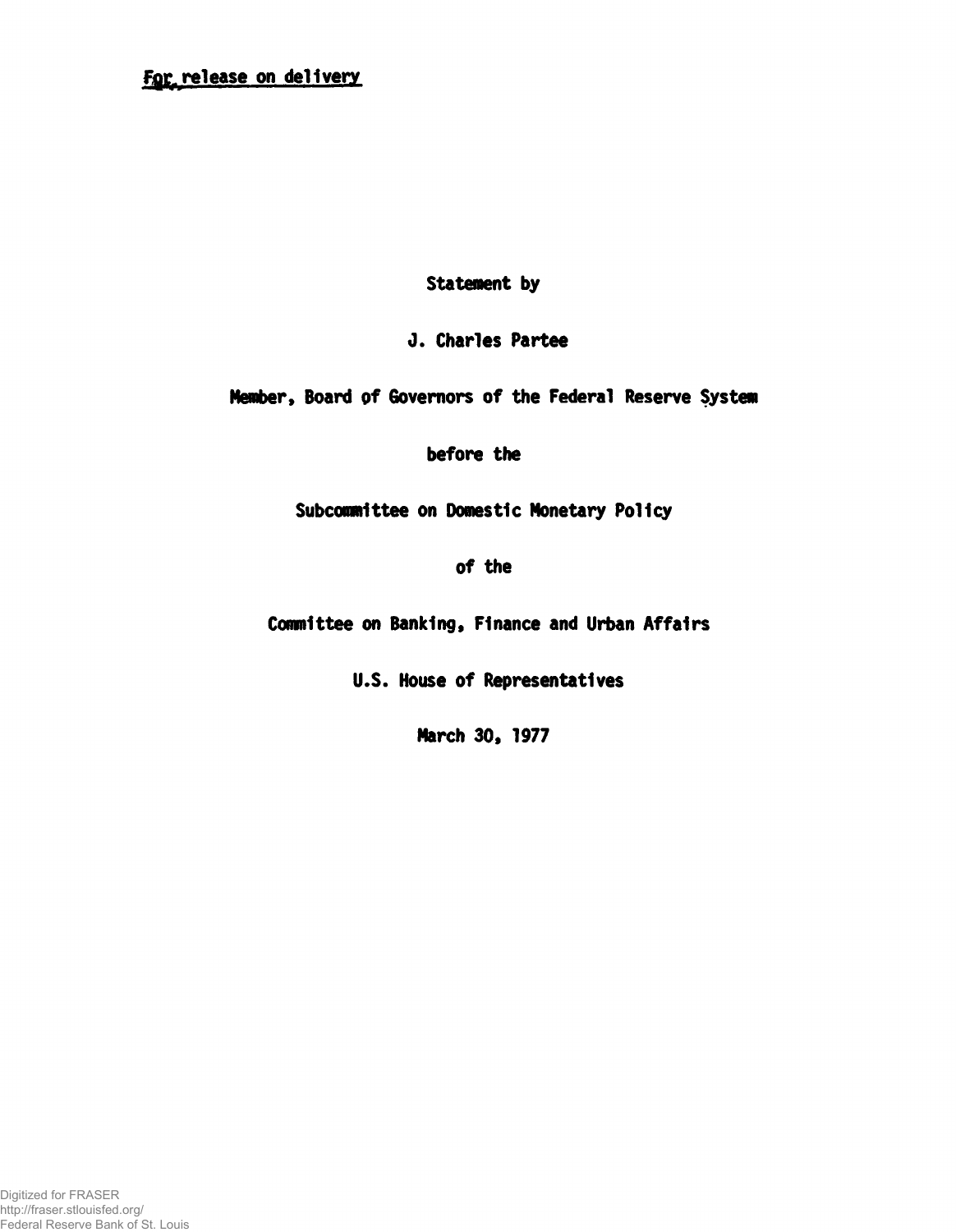**For release on delivery**

Statement by

J. Charles Partee

Member, Board of Governors of the Federal Reserve System

before the

Subcommittee on Domestic Monetary Policy

of the

Committee on Banking, Finance and Urban Affairs

U.S. House of Representatives

March 30, 1977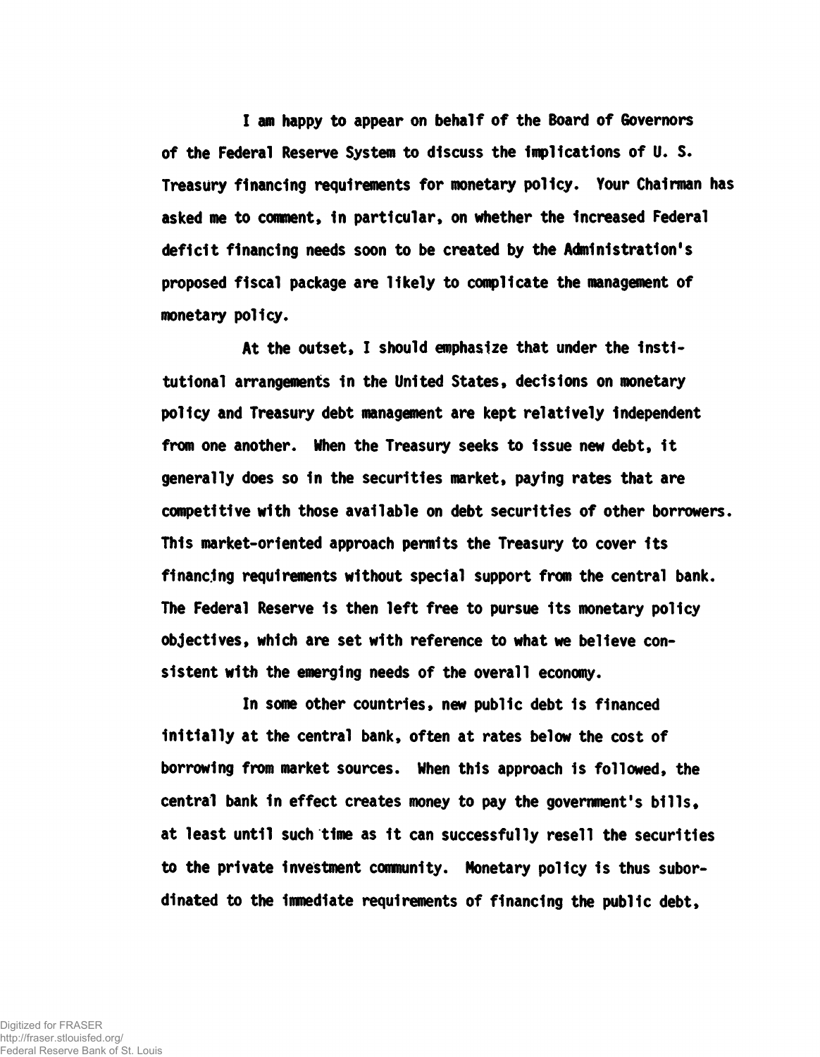I am happy to appear on behalf of the Board of Governors of the Federal Reserve System to discuss the implications of U. S. Treasury financing requirements for monetary policy. Your Chairman has asked me to comment, in particular, on whether the increased Federal deficit financing needs soon to be created by the Administration's proposed fiscal package are likely to complicate the management of monetary policy.

At the outset, I should emphasize that under the institutional arrangements in the United States, decisions on monetary policy and Treasury debt management are kept relatively independent from one another. When the Treasury seeks to issue new debt, it generally does so in the securities market, paying rates that are competitive with those available on debt securities of other borrowers. This market-oriented approach permits the Treasury to cover its financing requirements without special support from the central bank. The Federal Reserve is then left free to pursue its monetary policy objectives, which are set with reference to what we believe consistent with the emerging needs of the overall economy.

In some other countries, new public debt is financed initially at the central bank, often at rates below the cost of borrowing from market sources. When this approach is followed, the central bank in effect creates money to pay the government's bills, at least until such time as it can successfully resell the securities to the private investment community. Monetary policy is thus subordinated to the immediate requirements of financing the public debt,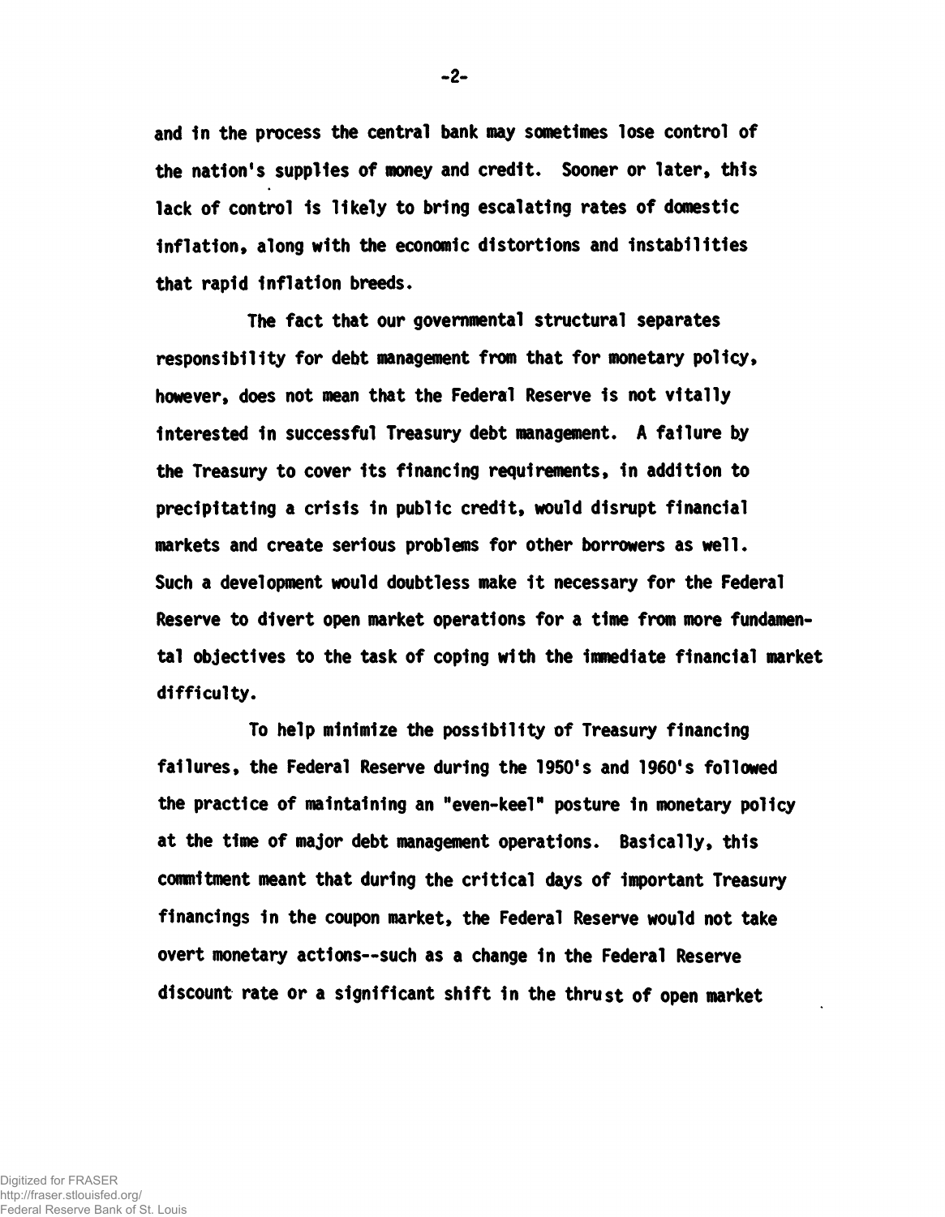and in the process the central bank may sometimes lose control of the nation's supplies of money and credit. Sooner or later, this lack of control is likely to bring escalating rates of domestic inflation, along with the economic distortions and instabilities that rapid inflation breeds.

The fact that our governmental structural separates responsibility for debt management from that for monetary policy, however, does not mean that the Federal Reserve is not vitally interested in successful Treasury debt management. A failure by the Treasury to cover its financing requirements, in addition to precipitating a crisis in public credit, would disrupt financial markets and create serious problems for other borrowers as well. Such a development would doubtless make it necessary for the Federal Reserve to divert open market operations for a time from more fundamental objectives to the task of coping with the immediate financial market difficulty.

To help minimize the possibility of Treasury financing failures, the Federal Reserve during the 1950's and 1960's followed the practice of maintaining an "even-keel" posture in monetary policy at the time of major debt management operations. Basically, this commitment meant that during the critical days of important Treasury financings in the coupon market, the Federal Reserve would not take overt monetary actions--such as a change in the Federal Reserve discount rate or a significant shift in the thrust of open market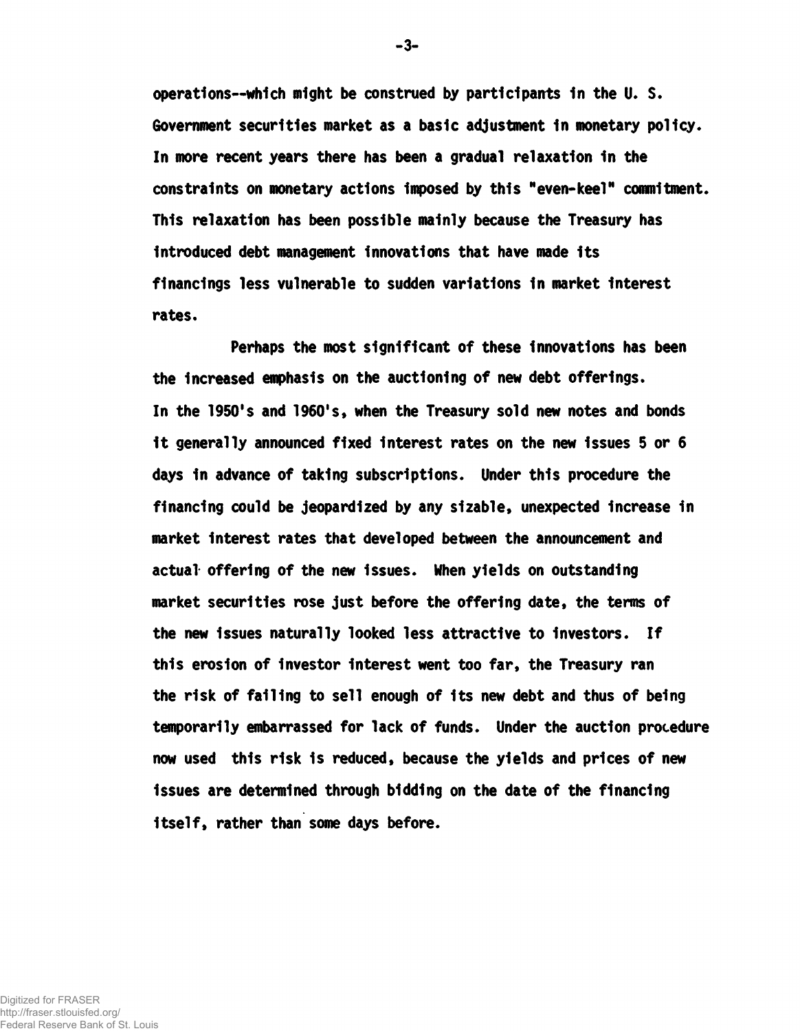operations--which might be construed by participants in the U. S. Government securities market as a basic adjustment in monetary policy. In more recent years there has been a gradual relaxation in the constraints on monetary actions imposed by this "even-keel" commitment. This relaxation has been possible mainly because the Treasury has introduced debt management innovations that have made its financings less vulnerable to sudden variations in market interest rates.

Perhaps the most significant of these innovations has been the increased emphasis on the auctioning of new debt offerings. In the 1950's and 1960's, when the Treasury sold new notes and bonds it generally announced fixed interest rates on the new issues 5 or 6 days in advance of taking subscriptions. Under this procedure the financing could be jeopardized by any sizable, unexpected increase in market interest rates that developed between the announcement and actual offering of the new issues. When yields on outstanding market securities rose just before the offering date, the terms of the new issues naturally looked less attractive to investors. If this erosion of investor interest went too far, the Treasury ran the risk of failing to sell enough of its new debt and thus of being temporarily embarrassed for lack of funds. Under the auction procedure now used this risk is reduced, because the yields and prices of new issues are determined through bidding on the date of the financing itself, rather than some days before.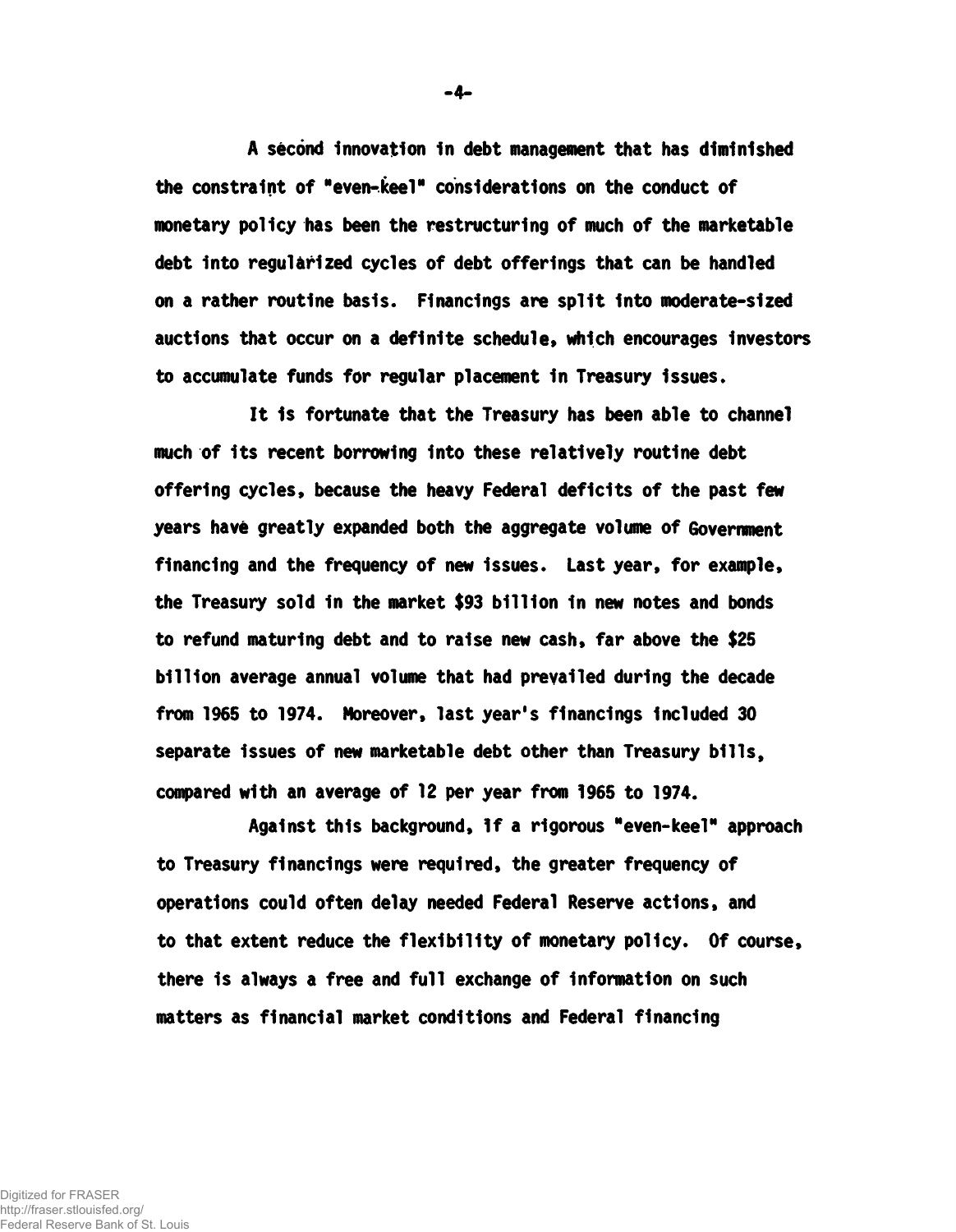A second innovation in debt management that has diminished the constraint of "even-keel" considerations on the conduct of monetary policy has been the restructuring of much of the marketable debt into regularized cycles of debt offerings that can be handled on a rather routine basis. Financings are split into moderate-sized auctions that occur on a definite schedule, which encourages investors to accumulate funds for regular placement in Treasury issues.

It is fortunate that the Treasury has been able to channel much of its recent borrowing into these relatively routine debt offering cycles, because the heavy Federal deficits of the past few years have greatly expanded both the aggregate volume of Government financing and the frequency of new issues. Last year, for example, the Treasury sold in the market $93 billion in new notes and bonds to refund maturing debt and to raise new cash, far above the $25 billion average annual volume that had prevailed during the decade from 1965 to 1974. Moreover, last year's financings included 30 separate issues of new marketable debt other than Treasury bills, compared with an average of 12 per year from 1965 to 1974.

Against this background, if a rigorous "even-keel" approach to Treasury financings were required, the greater frequency of operations could often delay needed Federal Reserve actions, and to that extent reduce the flexibility of monetary policy. Of course, there is always a free and full exchange of information on such matters as financial market conditions and Federal financing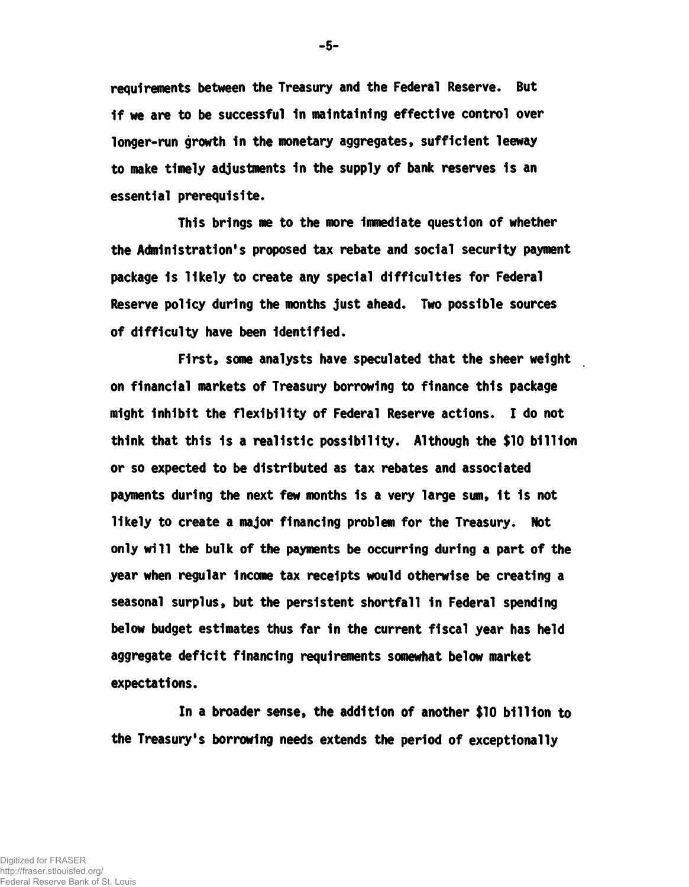requirements between the Treasury and the Federal Reserve. But if we are to be successful in maintaining effective control over longer-run growth in the monetary aggregates, sufficient leeway to make timely adjustments in the supply of bank reserves is an essential prerequisite.

This brings me to the more immediate question of whether the Administration's proposed tax rebate and social security payment package is likely to create any special difficulties for Federal Reserve policy during the months just ahead. Two possible sources of difficulty have been identified.

First, some analysts have speculated that the sheer weight on financial markets of Treasury borrowing to finance this package might inhibit the flexibility of Federal Reserve actions. I do not think that this is a realistic possibility. Although the $10 billion or so expected to be distributed as tax rebates and associated payments during the next few months is a very large sum, it is not likely to create a major financing problem for the Treasury. Not only will the bulk of the payments be occurring during a part of the year when regular income tax receipts would otherwise be creating a seasonal surplus, but the persistent shortfall in Federal spending below budget estimates thus far in the current fiscal year has held aggregate deficit financing requirements somewhat below market expectations.

In a broader sense, the addition of another $10 billion to the Treasury's borrowing needs extends the period of exceptionally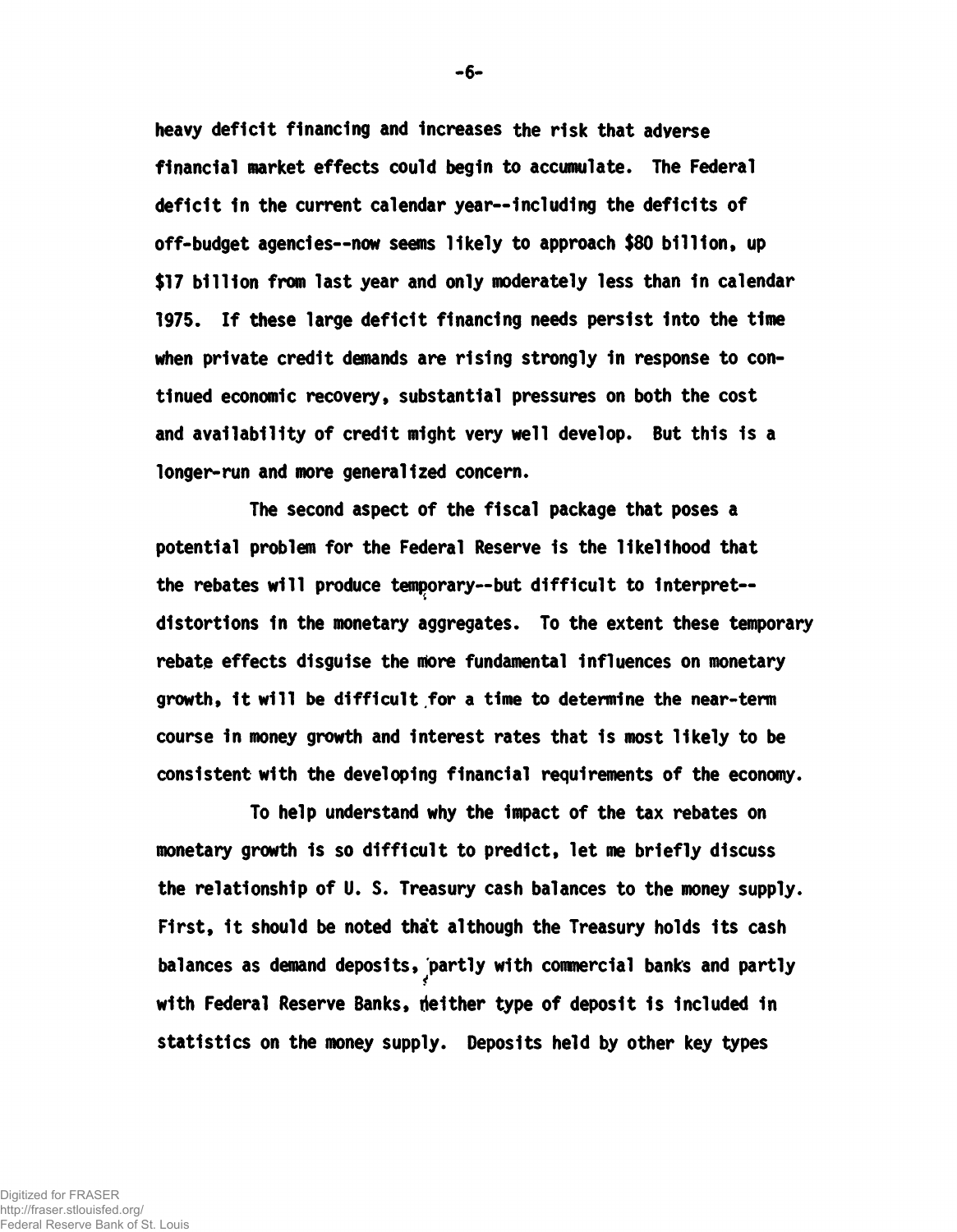heavy deficit financing and increases the risk that adverse financial market effects could begin to accumulate. The Federal deficit in the current calendar year--including the deficits of off-budget agencies--now seems likely to approach $80 billion, up $17 billion from last year and only moderately less than in calendar 1975. If these large deficit financing needs persist into the time when private credit demands are rising strongly in response to continued economic recovery, substantial pressures on both the cost and availability of credit might very well develop. But this is a longer-run and more generalized concern.

The second aspect of the fiscal package that poses a potential problem for the Federal Reserve is the likelihood that the rebates will produce temporary--but difficult to interpret--distortions in the monetary aggregates. To the extent these temporary rebate effects disguise the more fundamental influences on monetary growth, it will be difficult for a time to determine the near-term course in money growth and interest rates that is most likely to be consistent with the developing financial requirements of the economy.

To help understand why the impact of the tax rebates on monetary growth is so difficult to predict, let me briefly discuss the relationship of U. S. Treasury cash balances to the money supply. First, it should be noted that although the Treasury holds its cash balances as demand deposits, partly with commercial banks and partly with Federal Reserve Banks, neither type of deposit is included in statistics on the money supply. Deposits held by other key types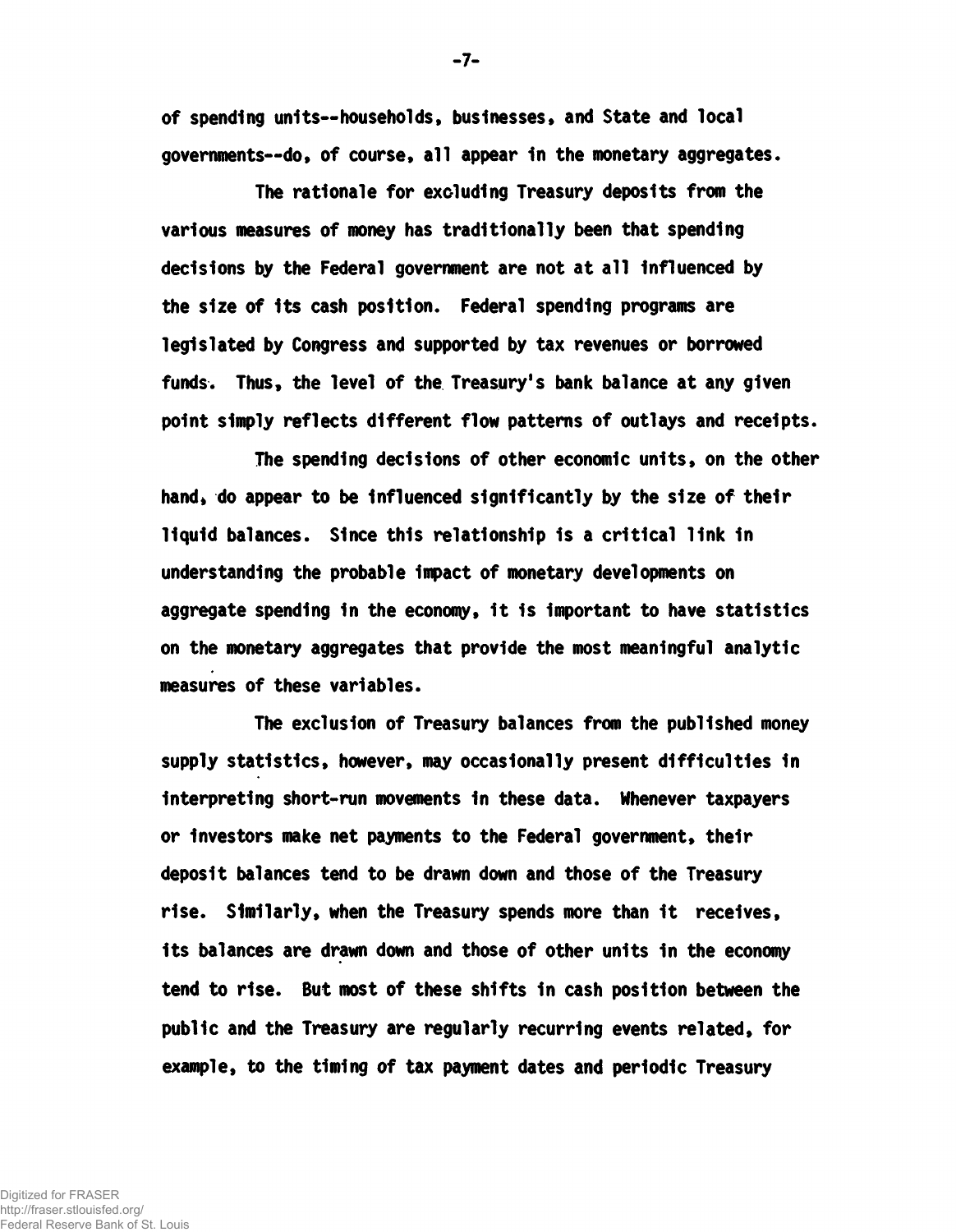of spending units--households, businesses, and State and local governments--do, of course, all appear in the monetary aggregates.

The rationale for excluding Treasury deposits from the various measures of money has traditionally been that spending decisions by the Federal government are not at all influenced by the size of its cash position. Federal spending programs are legislated by Congress and supported by tax revenues or borrowed funds. Thus, the level of the Treasury's bank balance at any given point simply reflects different flow patterns of outlays and receipts.

The spending decisions of other economic units, on the other hand, do appear to be influenced significantly by the size of their liquid balances. Since this relationship is a critical link in understanding the probable impact of monetary developments on aggregate spending in the economy, it is important to have statistics on the monetary aggregates that provide the most meaningful analytic measures of these variables.

The exclusion of Treasury balances from the published money supply statistics, however, may occasionally present difficulties in interpreting short-run movements in these data. Whenever taxpayers or investors make net payments to the Federal government, their deposit balances tend to be drawn down and those of the Treasury rise. Similarly, when the Treasury spends more than it receives, its balances are drawn down and those of other units in the economy tend to rise. But most of these shifts in cash position between the public and the Treasury are regularly recurring events related, for example, to the timing of tax payment dates and periodic Treasury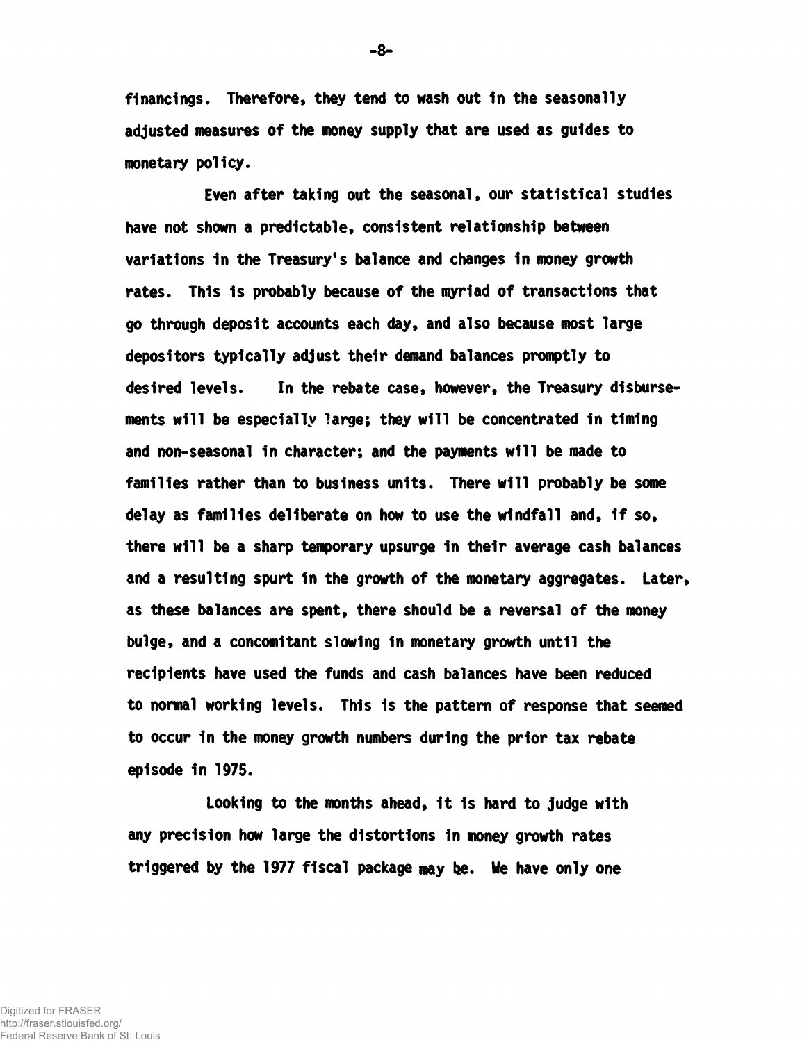financings. Therefore, they tend to wash out in the seasonally adjusted measures of the money supply that are used as guides to monetary policy.

Even after taking out the seasonal, our statistical studies have not shown a predictable, consistent relationship between variations in the Treasury's balance and changes in money growth rates. This is probably because of the myriad of transactions that go through deposit accounts each day, and also because most large depositors typically adjust their demand balances promptly to desired levels. In the rebate case, however, the Treasury disbursements will be especially large; they will be concentrated in timing and non-seasonal in character; and the payments will be made to families rather than to business units. There will probably be some delay as families deliberate on how to use the windfall and, if so, there will be a sharp temporary upsurge in their average cash balances and a resulting spurt in the growth of the monetary aggregates. Later, as these balances are spent, there should be a reversal of the money bulge, and a concomitant slowing in monetary growth until the recipients have used the funds and cash balances have been reduced to normal working levels. This is the pattern of response that seemed to occur in the money growth numbers during the prior tax rebate episode in 1975.

Looking to the months ahead, it is hard to judge with any precision how large the distortions in money growth rates triggered by the 1977 fiscal package may be. We have only one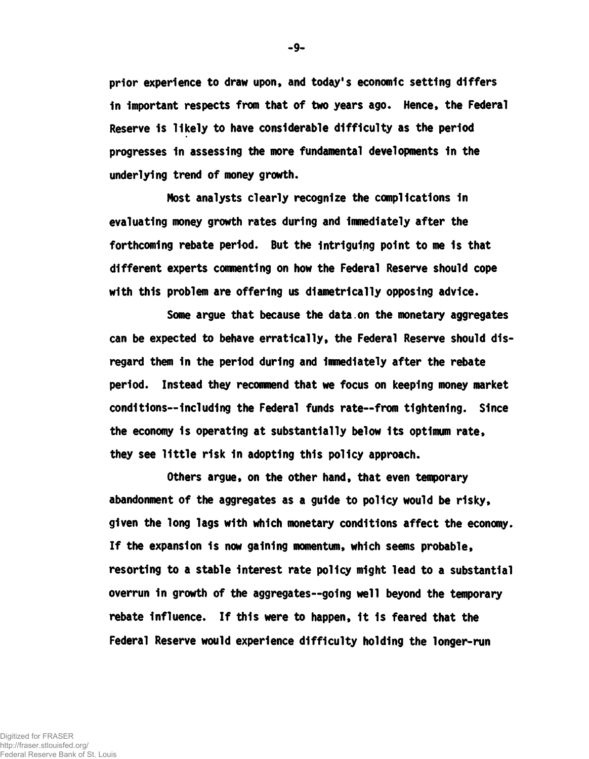prior experience to draw upon, and today's economic setting differs in important respects from that of two years ago. Hence, the Federal Reserve is likely to have considerable difficulty as the period progresses in assessing the more fundamental developments in the underlying trend of money growth.

Most analysts clearly recognize the complications in evaluating money growth rates during and immediately after the forthcoming rebate period. But the intriguing point to me is that different experts commenting on how the Federal Reserve should cope with this problem are offering us diametrically opposing advice.

Some argue that because the data on the monetary aggregates can be expected to behave erratically, the Federal Reserve should disregard them in the period during and immediately after the rebate period. Instead they recommend that we focus on keeping money market conditions--including the Federal funds rate--from tightening. Since the economy is operating at substantially below its optimum rate, they see little risk in adopting this policy approach.

Others argue, on the other hand, that even temporary abandonment of the aggregates as a guide to policy would be risky, given the long lags with which monetary conditions affect the economy. If the expansion is now gaining momentum, which seems probable, resorting to a stable interest rate policy might lead to a substantial overrun in growth of the aggregates--going well beyond the temporary rebate influence. If this were to happen, it is feared that the Federal Reserve would experience difficulty holding the longer-run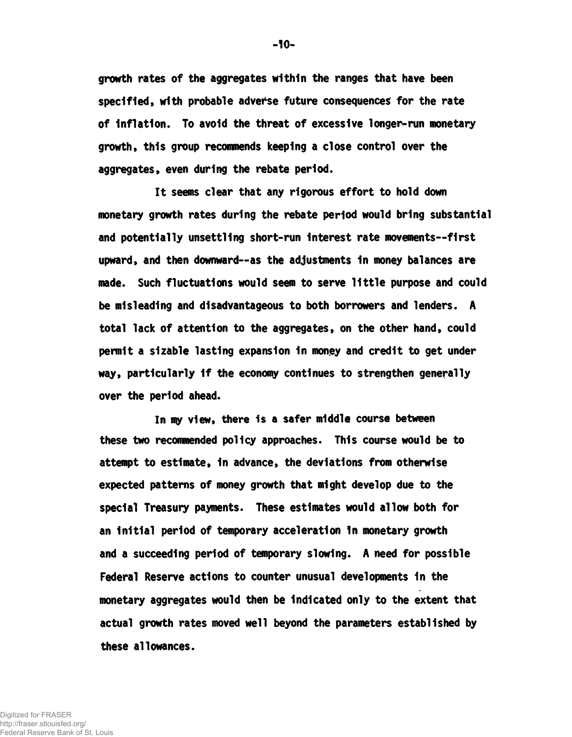growth rates of the aggregates within the ranges that have been specified, with probable adverse future consequences for the rate of inflation. To avoid the threat of excessive longer-run monetary growth, this group recommends keeping a close control over the aggregates, even during the rebate period.

It seems clear that any rigorous effort to hold down monetary growth rates during the rebate period would bring substantial and potentially unsettling short-run interest rate movements--first upward, and then downward--as the adjustments in money balances are made. Such fluctuations would seem to serve little purpose and could be misleading and disadvantageous to both borrowers and lenders. A total lack of attention to the aggregates, on the other hand, could permit a sizable lasting expansion in money and credit to get under way, particularly if the economy continues to strengthen generally over the period ahead.

In my view, there is a safer middle course between these two recommended policy approaches. This course would be to attempt to estimate, in advance, the deviations from otherwise expected patterns of money growth that might develop due to the special Treasury payments. These estimates would allow both for an initial period of temporary acceleration in monetary growth and a succeeding period of temporary slowing. A need for possible Federal Reserve actions to counter unusual developments in the monetary aggregates would then be indicated only to the extent that actual growth rates moved well beyond the parameters established by these allowances.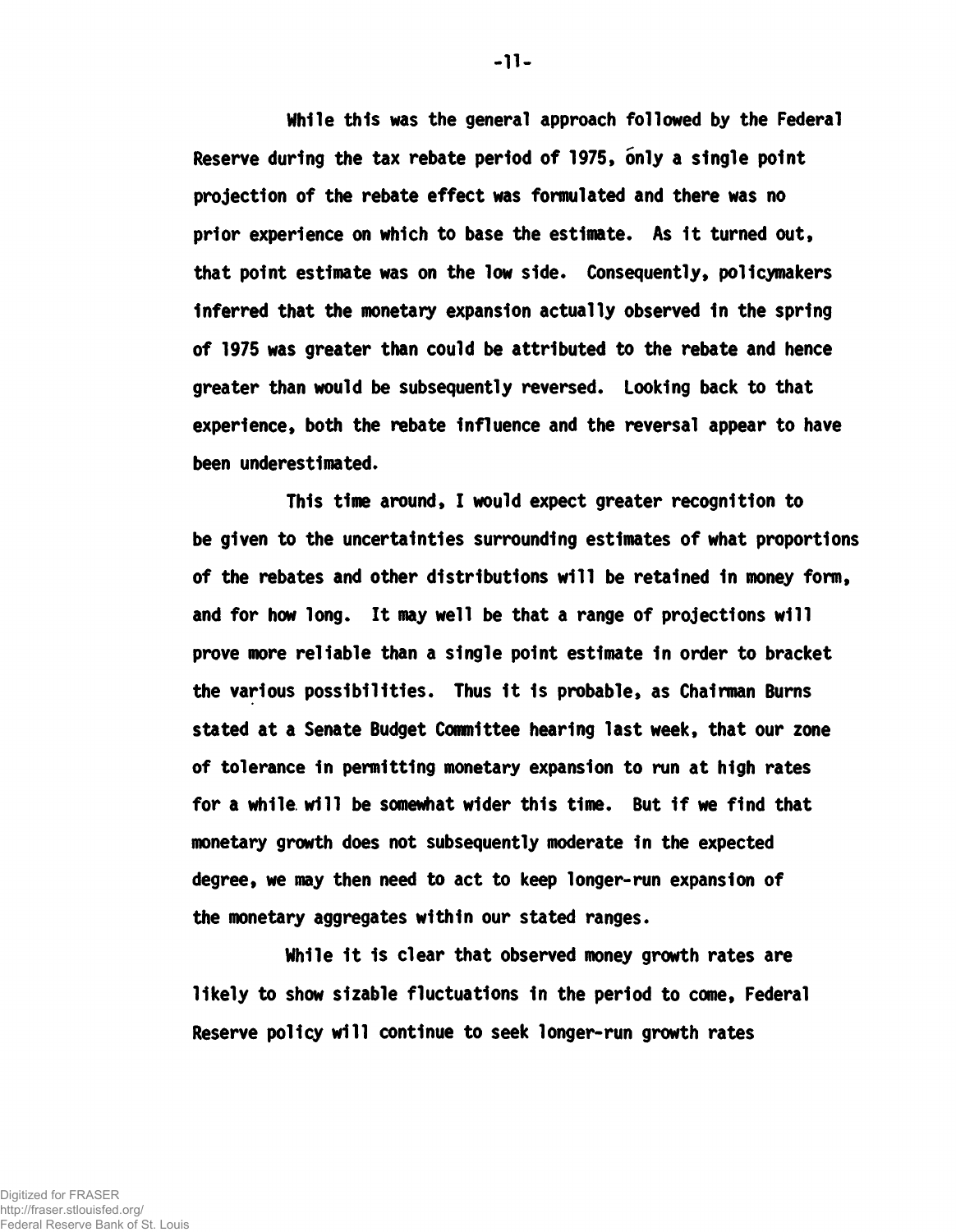While this was the general approach followed by the Federal Reserve during the tax rebate period of 1975, only a single point projection of the rebate effect was formulated and there was no prior experience on which to base the estimate. As it turned out, that point estimate was on the low side. Consequently, policymakers inferred that the monetary expansion actually observed in the spring of 1975 was greater than could be attributed to the rebate and hence greater than would be subsequently reversed. Looking back to that experience, both the rebate influence and the reversal appear to have been underestimated.

This time around, I would expect greater recognition to be given to the uncertainties surrounding estimates of what proportions of the rebates and other distributions will be retained in money form, and for how long. It may well be that a range of projections will prove more reliable than a single point estimate in order to bracket the various possibilities. Thus it is probable, as Chairman Burns stated at a Senate Budget Committee hearing last week, that our zone of tolerance in permitting monetary expansion to run at high rates for a while will be somewhat wider this time. But if we find that monetary growth does not subsequently moderate in the expected degree, we may then need to act to keep longer-run expansion of the monetary aggregates within our stated ranges.

While it is clear that observed money growth rates are likely to show sizable fluctuations in the period to come, Federal Reserve policy will continue to seek longer-run growth rates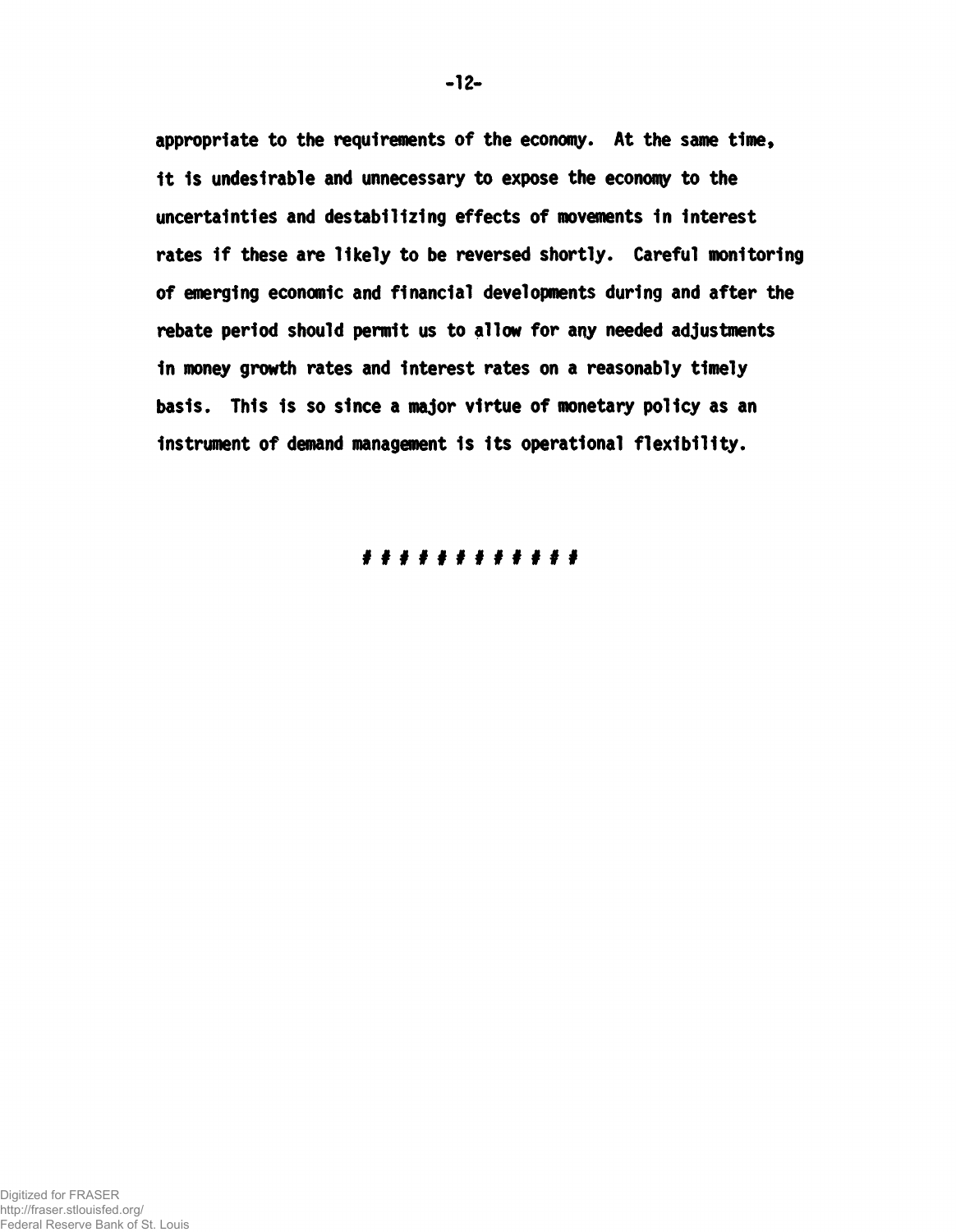appropriate to the requirements of the economy. At the same time, it is undesirable and unnecessary to expose the economy to the uncertainties and destabilizing effects of movements in interest rates if these are likely to be reversed shortly. Careful monitoring of emerging economic and financial developments during and after the rebate period should permit us to allow for any needed adjustments in money growth rates and interest rates on a reasonably timely basis. This is so since a major virtue of monetary policy as an instrument of demand management is its operational flexibility.

# # # # # # # # # # # #

Digitized for FRASER
http://fraser.stlouisfed.org/
Federal Reserve Bank of St. Louis